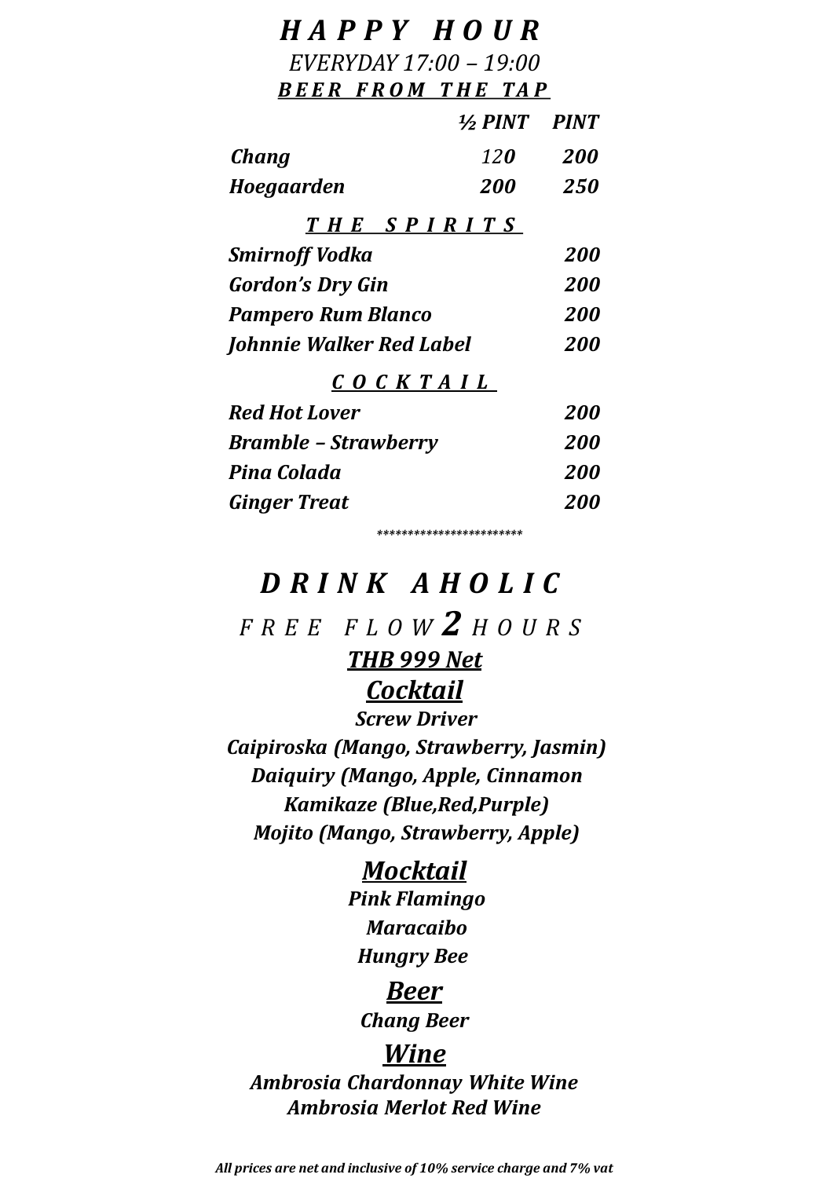# *HAPPY HOUR*

*EVERYDAY 17:00 – 19:00*

## ***BEER FROM THE TAP***

| | ***½ PINT*** | ***PINT*** |
|---|---|---|
| ***Chang*** | *120* | ***200*** |
| ***Hoegaarden*** | ***200*** | ***250*** |

## ***THE SPIRITS***

| | |
|---|---|
| ***Smirnoff Vodka*** | ***200*** |
| ***Gordon's Dry Gin*** | ***200*** |
| ***Pampero Rum Blanco*** | ***200*** |
| ***Johnnie Walker Red Label*** | ***200*** |

## ***COCKTAIL***

| | |
|---|---|
| ***Red Hot Lover*** | ***200*** |
| ***Bramble – Strawberry*** | ***200*** |
| ***Pina Colada*** | ***200*** |
| ***Ginger Treat*** | ***200*** |

***********************

# ***DRINK AHOLIC***

*FREE FLOW **2** HOURS*

***THB 999 Net***

## ***Cocktail***

***Screw Driver***

***Caipiroska (Mango, Strawberry, Jasmin)***

***Daiquiry (Mango, Apple, Cinnamon***

***Kamikaze (Blue,Red,Purple)***

***Mojito (Mango, Strawberry, Apple)***

## ***Mocktail***

***Pink Flamingo***

***Maracaibo***

***Hungry Bee***

## ***Beer***

***Chang Beer***

## ***Wine***

***Ambrosia Chardonnay White Wine***

***Ambrosia Merlot Red Wine***

***All prices are net and inclusive of 10% service charge and 7% vat***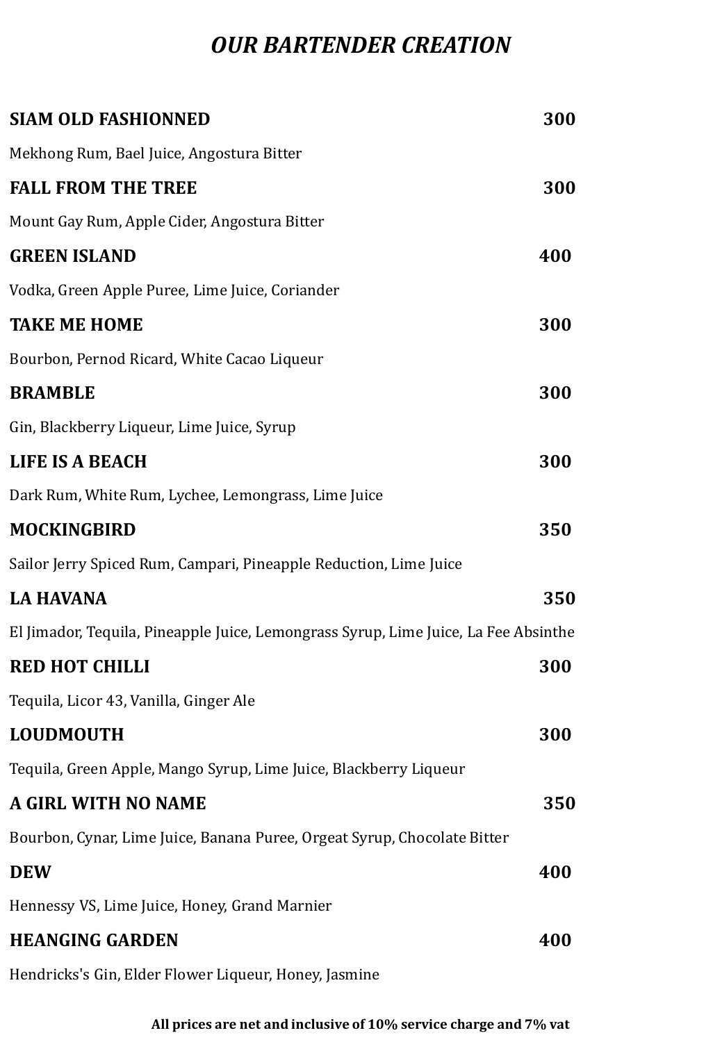# *OUR BARTENDER CREATION*

**SIAM OLD FASHIONNED** **300**

Mekhong Rum, Bael Juice, Angostura Bitter

**FALL FROM THE TREE** **300**

Mount Gay Rum, Apple Cider, Angostura Bitter

**GREEN ISLAND** **400**

Vodka, Green Apple Puree, Lime Juice, Coriander

**TAKE ME HOME** **300**

Bourbon, Pernod Ricard, White Cacao Liqueur

**BRAMBLE** **300**

Gin, Blackberry Liqueur, Lime Juice, Syrup

**LIFE IS A BEACH** **300**

Dark Rum, White Rum, Lychee, Lemongrass, Lime Juice

**MOCKINGBIRD** **350**

Sailor Jerry Spiced Rum, Campari, Pineapple Reduction, Lime Juice

**LA HAVANA** **350**

El Jimador, Tequila, Pineapple Juice, Lemongrass Syrup, Lime Juice, La Fee Absinthe

**RED HOT CHILLI** **300**

Tequila, Licor 43, Vanilla, Ginger Ale

**LOUDMOUTH** **300**

Tequila, Green Apple, Mango Syrup, Lime Juice, Blackberry Liqueur

**A GIRL WITH NO NAME** **350**

Bourbon, Cynar, Lime Juice, Banana Puree, Orgeat Syrup, Chocolate Bitter

**DEW** **400**

Hennessy VS, Lime Juice, Honey, Grand Marnier

**HEANGING GARDEN** **400**

Hendricks's Gin, Elder Flower Liqueur, Honey, Jasmine

**All prices are net and inclusive of 10% service charge and 7% vat**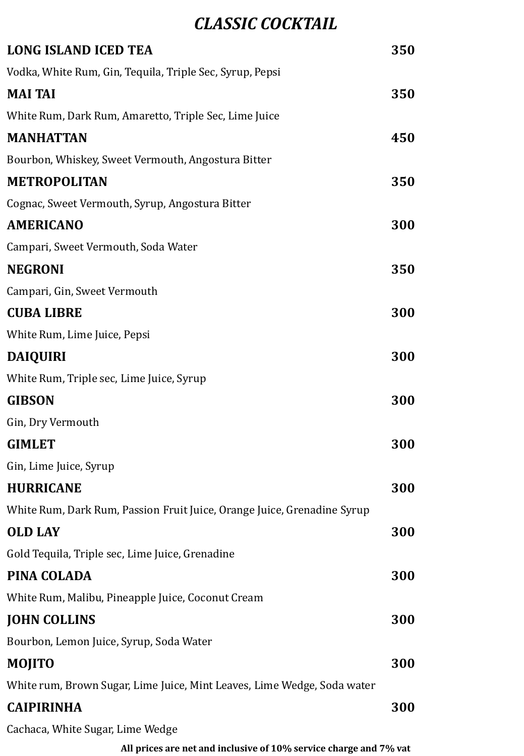# *CLASSIC COCKTAIL*

**LONG ISLAND ICED TEA** **350**

Vodka, White Rum, Gin, Tequila, Triple Sec, Syrup, Pepsi

**MAI TAI** **350**

White Rum, Dark Rum, Amaretto, Triple Sec, Lime Juice

**MANHATTAN** **450**

Bourbon, Whiskey, Sweet Vermouth, Angostura Bitter

**METROPOLITAN** **350**

Cognac, Sweet Vermouth, Syrup, Angostura Bitter

**AMERICANO** **300**

Campari, Sweet Vermouth, Soda Water

**NEGRONI** **350**

Campari, Gin, Sweet Vermouth

**CUBA LIBRE** **300**

White Rum, Lime Juice, Pepsi

**DAIQUIRI** **300**

White Rum, Triple sec, Lime Juice, Syrup

**GIBSON** **300**

Gin, Dry Vermouth

**GIMLET** **300**

Gin, Lime Juice, Syrup

**HURRICANE** **300**

White Rum, Dark Rum, Passion Fruit Juice, Orange Juice, Grenadine Syrup

**OLD LAY** **300**

Gold Tequila, Triple sec, Lime Juice, Grenadine

**PINA COLADA** **300**

White Rum, Malibu, Pineapple Juice, Coconut Cream

**JOHN COLLINS** **300**

Bourbon, Lemon Juice, Syrup, Soda Water

**MOJITO** **300**

White rum, Brown Sugar, Lime Juice, Mint Leaves, Lime Wedge, Soda water

**CAIPIRINHA** **300**

Cachaca, White Sugar, Lime Wedge

**All prices are net and inclusive of 10% service charge and 7% vat**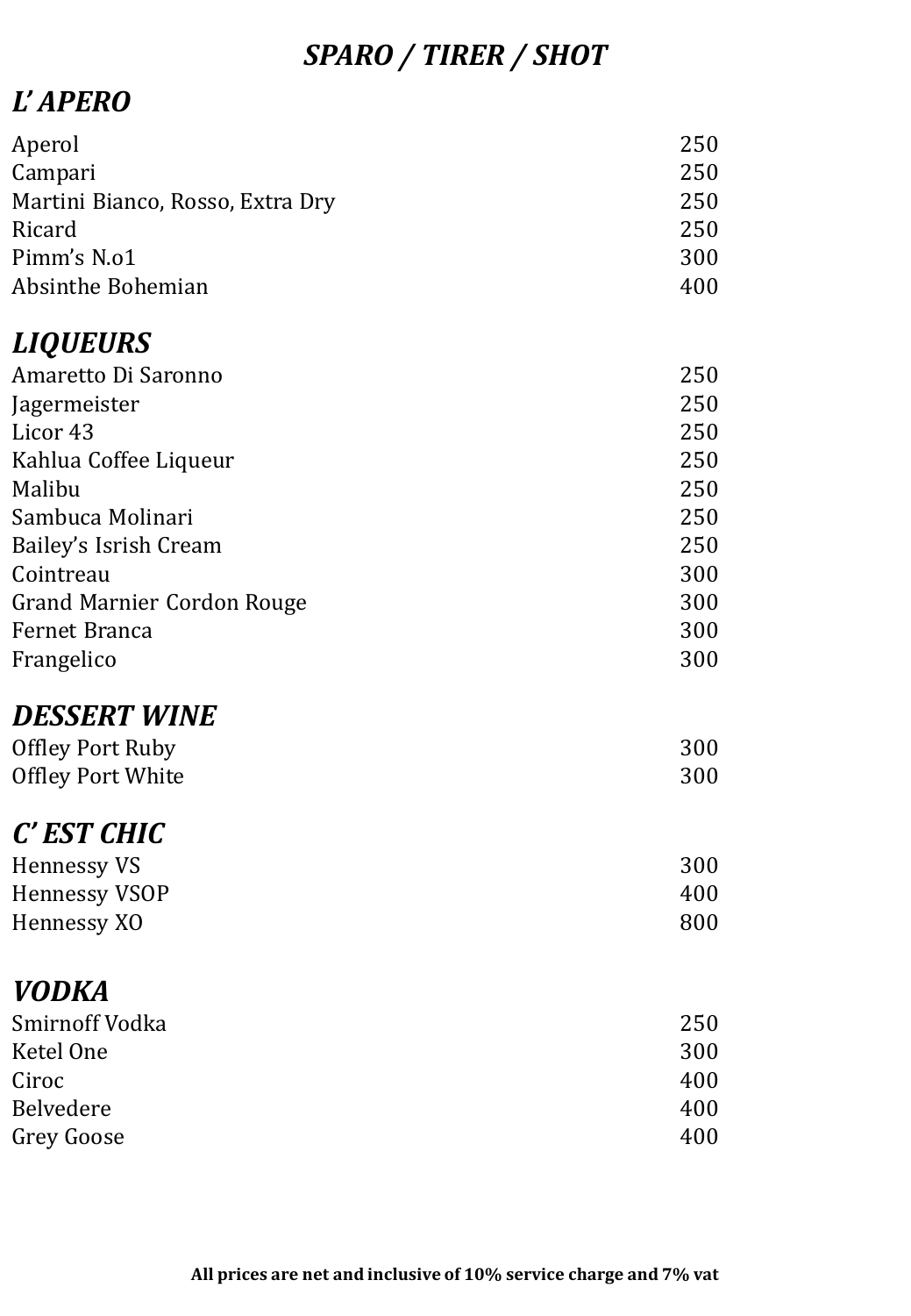# *SPARO / TIRER / SHOT*

## *L' APERO*

| | |
|---|---|
| Aperol | 250 |
| Campari | 250 |
| Martini Bianco, Rosso, Extra Dry | 250 |
| Ricard | 250 |
| Pimm's N.o1 | 300 |
| Absinthe Bohemian | 400 |

## *LIQUEURS*

| | |
|---|---|
| Amaretto Di Saronno | 250 |
| Jagermeister | 250 |
| Licor 43 | 250 |
| Kahlua Coffee Liqueur | 250 |
| Malibu | 250 |
| Sambuca Molinari | 250 |
| Bailey's Isrish Cream | 250 |
| Cointreau | 300 |
| Grand Marnier Cordon Rouge | 300 |
| Fernet Branca | 300 |
| Frangelico | 300 |

## *DESSERT WINE*

| | |
|---|---|
| Offley Port Ruby | 300 |
| Offley Port White | 300 |

## *C' EST CHIC*

| | |
|---|---|
| Hennessy VS | 300 |
| Hennessy VSOP | 400 |
| Hennessy XO | 800 |

## *VODKA*

| | |
|---|---|
| Smirnoff Vodka | 250 |
| Ketel One | 300 |
| Ciroc | 400 |
| Belvedere | 400 |
| Grey Goose | 400 |

**All prices are net and inclusive of 10% service charge and 7% vat**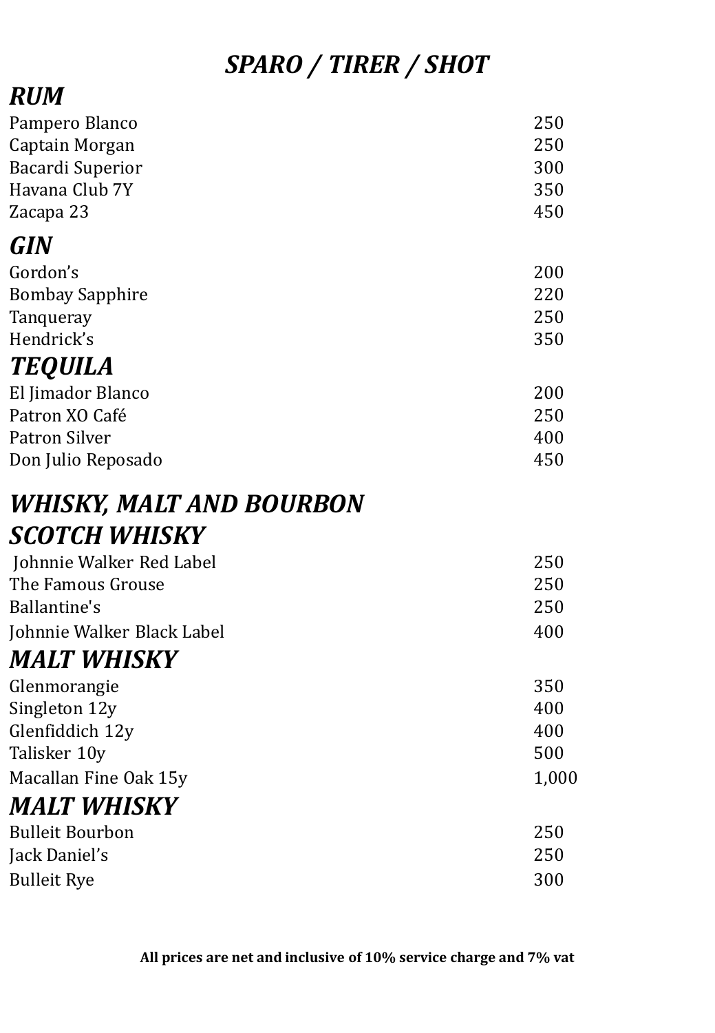# *SPARO / TIRER / SHOT*

## *RUM*

| | |
|---|---|
| Pampero Blanco | 250 |
| Captain Morgan | 250 |
| Bacardi Superior | 300 |
| Havana Club 7Y | 350 |
| Zacapa 23 | 450 |

## *GIN*

| | |
|---|---|
| Gordon's | 200 |
| Bombay Sapphire | 220 |
| Tanqueray | 250 |
| Hendrick's | 350 |

## *TEQUILA*

| | |
|---|---|
| El Jimador Blanco | 200 |
| Patron XO Café | 250 |
| Patron Silver | 400 |
| Don Julio Reposado | 450 |

## *WHISKY, MALT AND BOURBON*

## *SCOTCH WHISKY*

| | |
|---|---|
| Johnnie Walker Red Label | 250 |
| The Famous Grouse | 250 |
| Ballantine's | 250 |
| Johnnie Walker Black Label | 400 |

## *MALT WHISKY*

| | |
|---|---|
| Glenmorangie | 350 |
| Singleton 12y | 400 |
| Glenfiddich 12y | 400 |
| Talisker 10y | 500 |
| Macallan Fine Oak 15y | 1,000 |

## *MALT WHISKY*

| | |
|---|---|
| Bulleit Bourbon | 250 |
| Jack Daniel's | 250 |
| Bulleit Rye | 300 |

**All prices are net and inclusive of 10% service charge and 7% vat**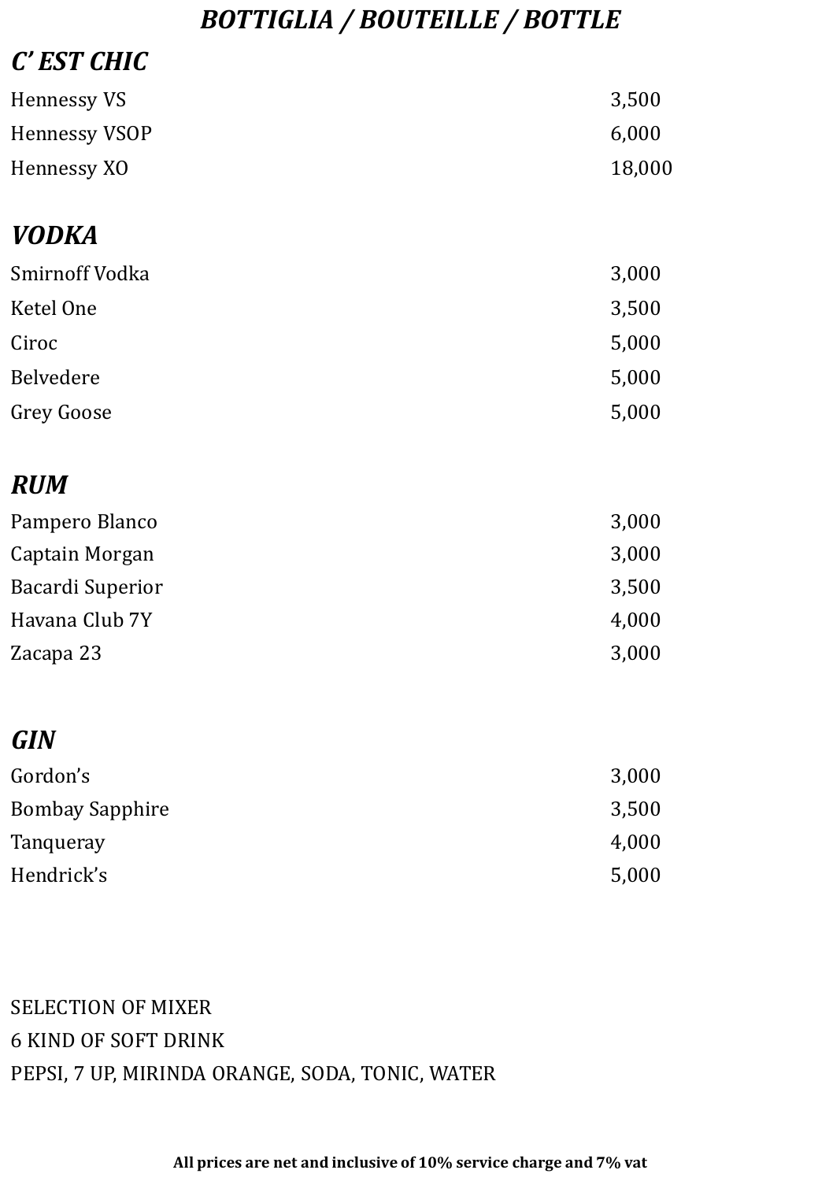# *BOTTIGLIA / BOUTEILLE / BOTTLE*

## *C' EST CHIC*

| | |
|---|---|
| Hennessy VS | 3,500 |
| Hennessy VSOP | 6,000 |
| Hennessy XO | 18,000 |

## *VODKA*

| | |
|---|---|
| Smirnoff Vodka | 3,000 |
| Ketel One | 3,500 |
| Ciroc | 5,000 |
| Belvedere | 5,000 |
| Grey Goose | 5,000 |

## *RUM*

| | |
|---|---|
| Pampero Blanco | 3,000 |
| Captain Morgan | 3,000 |
| Bacardi Superior | 3,500 |
| Havana Club 7Y | 4,000 |
| Zacapa 23 | 3,000 |

## *GIN*

| | |
|---|---|
| Gordon's | 3,000 |
| Bombay Sapphire | 3,500 |
| Tanqueray | 4,000 |
| Hendrick's | 5,000 |

SELECTION OF MIXER

6 KIND OF SOFT DRINK

PEPSI, 7 UP, MIRINDA ORANGE, SODA, TONIC, WATER

**All prices are net and inclusive of 10% service charge and 7% vat**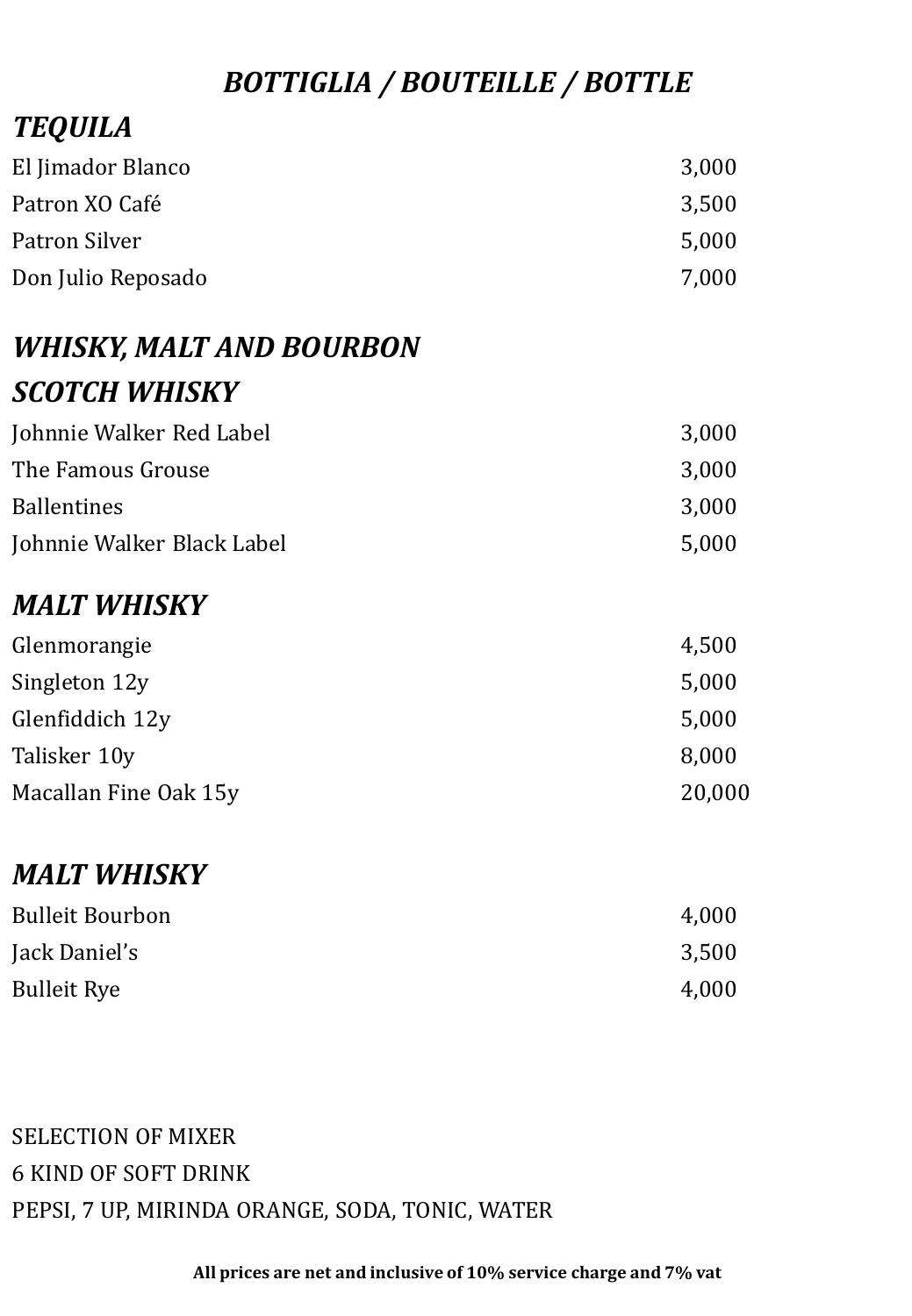## *BOTTIGLIA / BOUTEILLE / BOTTLE*

### *TEQUILA*

| | |
|---|---|
| El Jimador Blanco | 3,000 |
| Patron XO Café | 3,500 |
| Patron Silver | 5,000 |
| Don Julio Reposado | 7,000 |

### *WHISKY, MALT AND BOURBON*

### *SCOTCH WHISKY*

| | |
|---|---|
| Johnnie Walker Red Label | 3,000 |
| The Famous Grouse | 3,000 |
| Ballentines | 3,000 |
| Johnnie Walker Black Label | 5,000 |

### *MALT WHISKY*

| | |
|---|---|
| Glenmorangie | 4,500 |
| Singleton 12y | 5,000 |
| Glenfiddich 12y | 5,000 |
| Talisker 10y | 8,000 |
| Macallan Fine Oak 15y | 20,000 |

### *MALT WHISKY*

| | |
|---|---|
| Bulleit Bourbon | 4,000 |
| Jack Daniel's | 3,500 |
| Bulleit Rye | 4,000 |

SELECTION OF MIXER
6 KIND OF SOFT DRINK
PEPSI, 7 UP, MIRINDA ORANGE, SODA, TONIC, WATER

**All prices are net and inclusive of 10% service charge and 7% vat**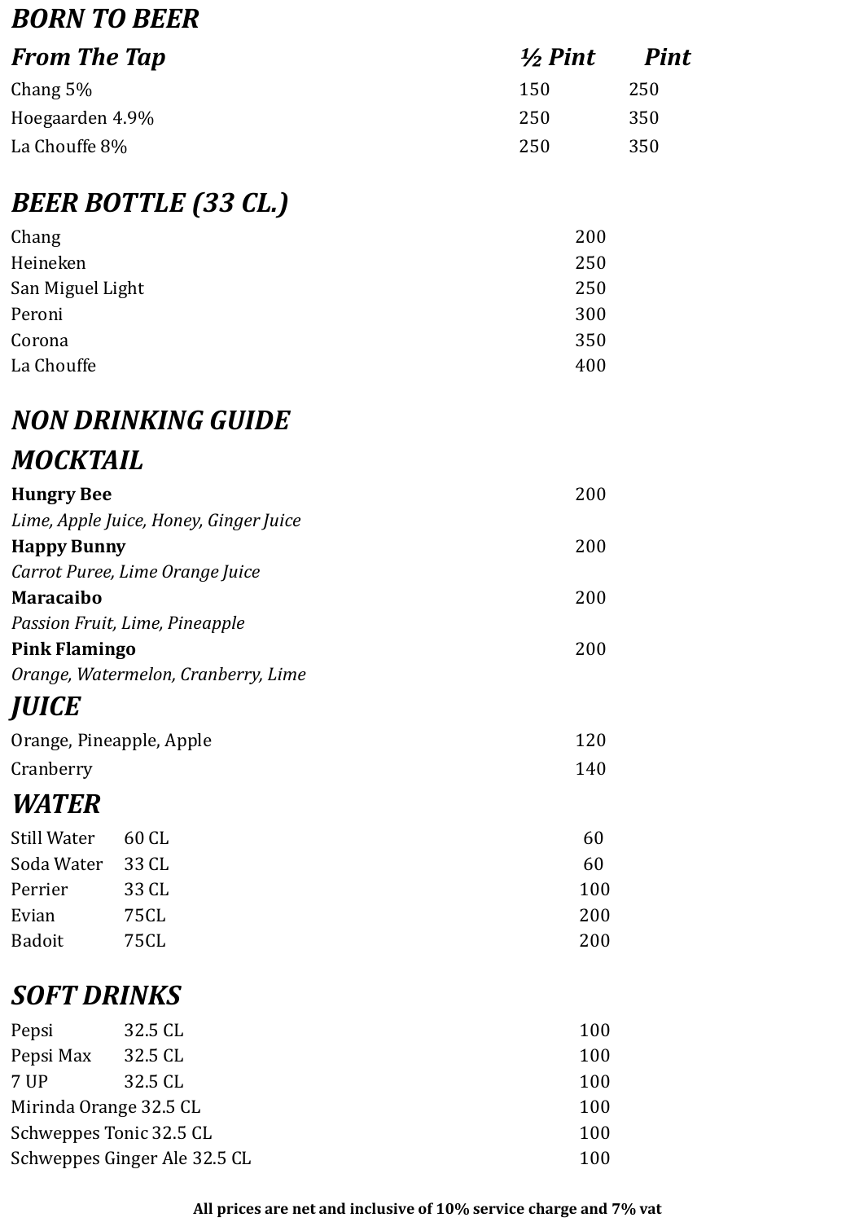## *BORN TO BEER*

| *From The Tap* | *½ Pint* | *Pint* |
|---|---|---|
| Chang 5% | 150 | 250 |
| Hoegaarden 4.9% | 250 | 350 |
| La Chouffe 8% | 250 | 350 |

## *BEER BOTTLE (33 CL.)*

| | |
|---|---|
| Chang | 200 |
| Heineken | 250 |
| San Miguel Light | 250 |
| Peroni | 300 |
| Corona | 350 |
| La Chouffe | 400 |

## *NON DRINKING GUIDE*

## *MOCKTAIL*

**Hungry Bee** 200
*Lime, Apple Juice, Honey, Ginger Juice*

**Happy Bunny** 200
*Carrot Puree, Lime Orange Juice*

**Maracaibo** 200
*Passion Fruit, Lime, Pineapple*

**Pink Flamingo** 200
*Orange, Watermelon, Cranberry, Lime*

## *JUICE*

| | |
|---|---|
| Orange, Pineapple, Apple | 120 |
| Cranberry | 140 |

## *WATER*

| | | |
|---|---|---|
| Still Water | 60 CL | 60 |
| Soda Water | 33 CL | 60 |
| Perrier | 33 CL | 100 |
| Evian | 75CL | 200 |
| Badoit | 75CL | 200 |

## *SOFT DRINKS*

| | | |
|---|---|---|
| Pepsi | 32.5 CL | 100 |
| Pepsi Max | 32.5 CL | 100 |
| 7 UP | 32.5 CL | 100 |
| Mirinda Orange | 32.5 CL | 100 |
| Schweppes Tonic | 32.5 CL | 100 |
| Schweppes Ginger Ale | 32.5 CL | 100 |

**All prices are net and inclusive of 10% service charge and 7% vat**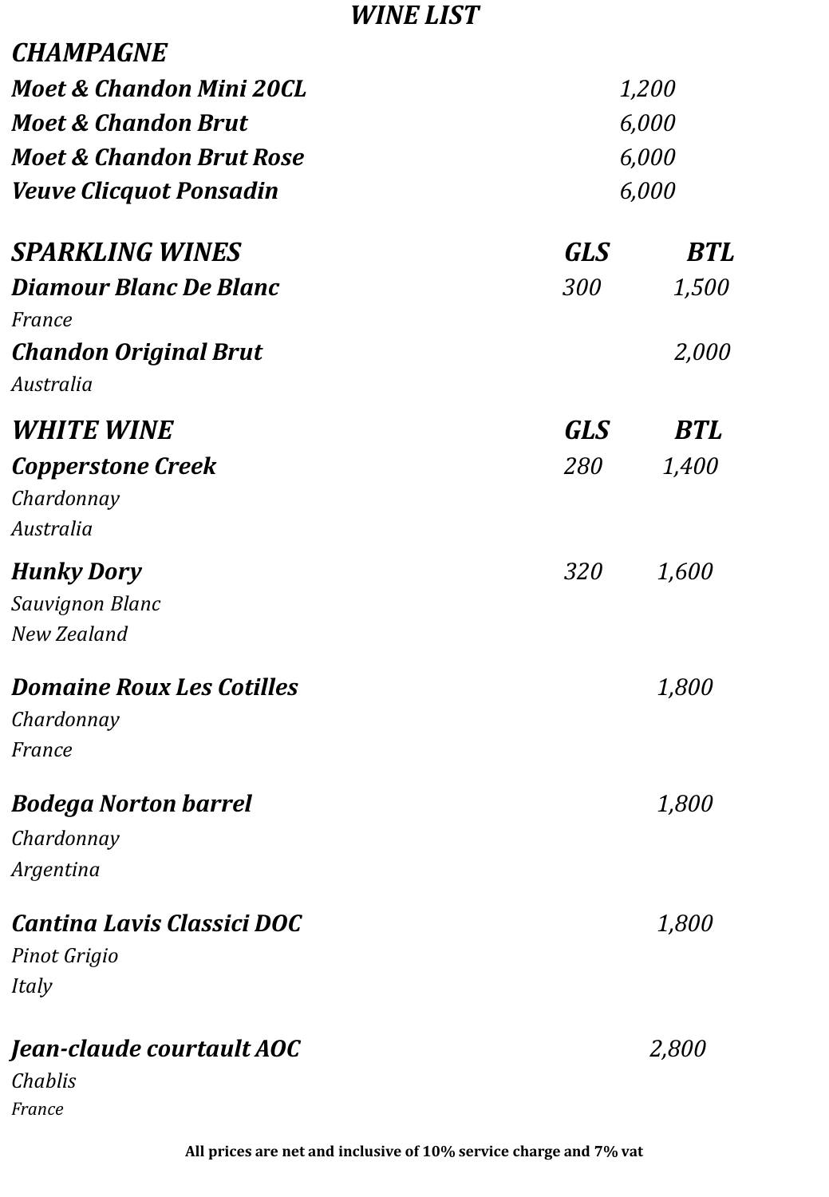# WINE LIST

## CHAMPAGNE

| | |
|---|---|
| ***Moet & Chandon Mini 20CL*** | *1,200* |
| ***Moet & Chandon Brut*** | *6,000* |
| ***Moet & Chandon Brut Rose*** | *6,000* |
| ***Veuve Clicquot Ponsadin*** | *6,000* |

## SPARKLING WINES

| | GLS | BTL |
|---|---|---|
| ***Diamour Blanc De Blanc***<br>*France* | *300* | *1,500* |
| ***Chandon Original Brut***<br>*Australia* | | *2,000* |

## WHITE WINE

| | GLS | BTL |
|---|---|---|
| ***Copperstone Creek***<br>*Chardonnay*<br>*Australia* | *280* | *1,400* |
| ***Hunky Dory***<br>*Sauvignon Blanc*<br>*New Zealand* | *320* | *1,600* |
| ***Domaine Roux Les Cotilles***<br>*Chardonnay*<br>*France* | | *1,800* |
| ***Bodega Norton barrel***<br>*Chardonnay*<br>*Argentina* | | *1,800* |
| ***Cantina Lavis Classici DOC***<br>*Pinot Grigio*<br>*Italy* | | *1,800* |
| ***Jean-claude courtault AOC***<br>*Chablis*<br>*France* | | *2,800* |

**All prices are net and inclusive of 10% service charge and 7% vat**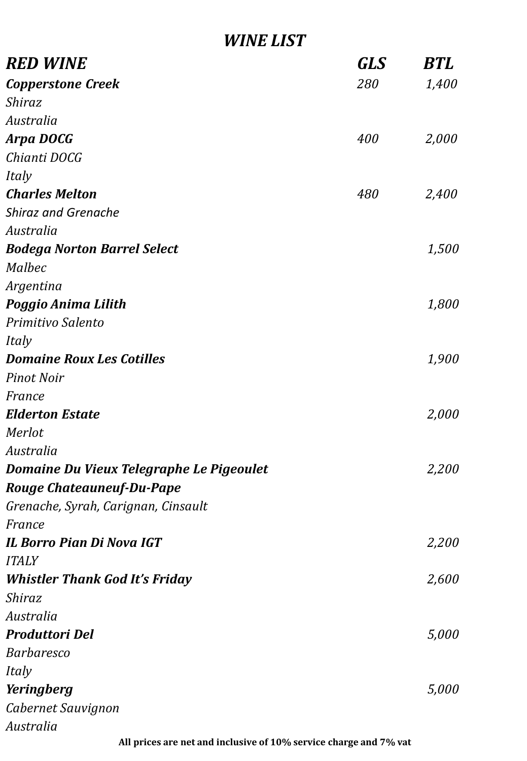# *WINE LIST*

| *RED WINE* | *GLS* | *BTL* |
|---|---|---|
| ***Copperstone Creek***<br>*Shiraz*<br>*Australia* | *280* | *1,400* |
| ***Arpa DOCG***<br>*Chianti DOCG*<br>*Italy* | *400* | *2,000* |
| ***Charles Melton***<br>*Shiraz and Grenache*<br>*Australia* | *480* | *2,400* |
| ***Bodega Norton Barrel Select***<br>*Malbec*<br>*Argentina* | | *1,500* |
| ***Poggio Anima Lilith***<br>*Primitivo Salento*<br>*Italy* | | *1,800* |
| ***Domaine Roux Les Cotilles***<br>*Pinot Noir*<br>*France* | | *1,900* |
| ***Elderton Estate***<br>*Merlot*<br>*Australia* | | *2,000* |
| ***Domaine Du Vieux Telegraphe Le Pigeoulet Rouge Chateauneuf-Du-Pape***<br>*Grenache, Syrah, Carignan, Cinsault*<br>*France* | | *2,200* |
| ***IL Borro Pian Di Nova IGT***<br>*ITALY* | | *2,200* |
| ***Whistler Thank God It's Friday***<br>*Shiraz*<br>*Australia* | | *2,600* |
| ***Produttori Del***<br>*Barbaresco*<br>*Italy* | | *5,000* |
| ***Yeringberg***<br>*Cabernet Sauvignon*<br>*Australia* | | *5,000* |

**All prices are net and inclusive of 10% service charge and 7% vat**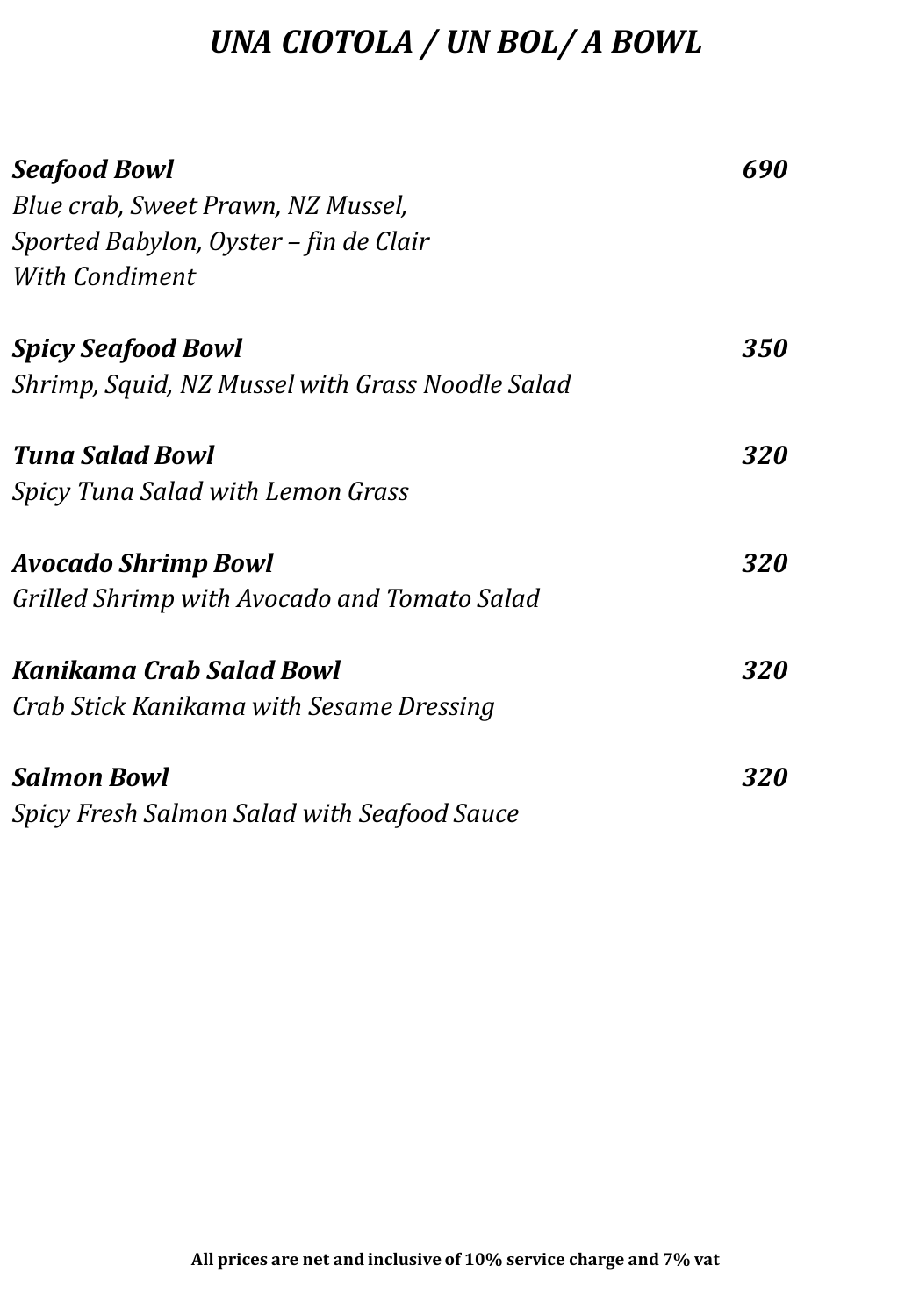# *UNA CIOTOLA / UN BOL/ A BOWL*

***Seafood Bowl*** ***690***
*Blue crab, Sweet Prawn, NZ Mussel,*
*Sported Babylon, Oyster – fin de Clair*
*With Condiment*

***Spicy Seafood Bowl*** ***350***
*Shrimp, Squid, NZ Mussel with Grass Noodle Salad*

***Tuna Salad Bowl*** ***320***
*Spicy Tuna Salad with Lemon Grass*

***Avocado Shrimp Bowl*** ***320***
*Grilled Shrimp with Avocado and Tomato Salad*

***Kanikama Crab Salad Bowl*** ***320***
*Crab Stick Kanikama with Sesame Dressing*

***Salmon Bowl*** ***320***
*Spicy Fresh Salmon Salad with Seafood Sauce*

**All prices are net and inclusive of 10% service charge and 7% vat**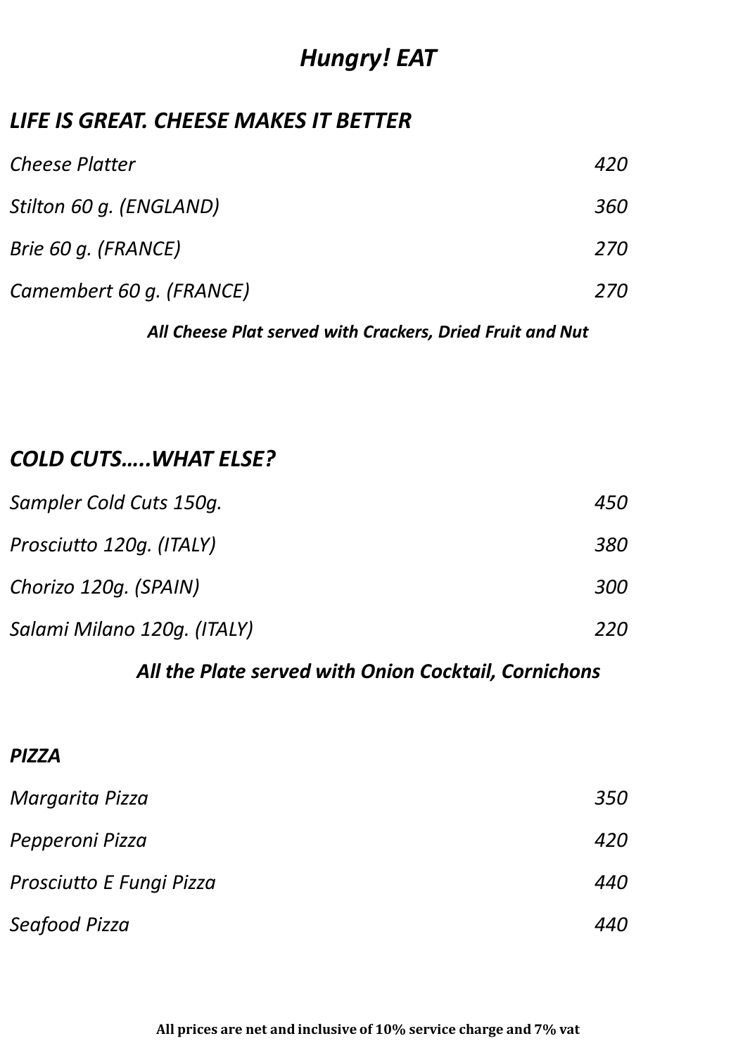# *Hungry! EAT*

## *LIFE IS GREAT. CHEESE MAKES IT BETTER*

| Item | Price |
| --- | --- |
| *Cheese Platter* | *420* |
| *Stilton 60 g. (ENGLAND)* | *360* |
| *Brie 60 g. (FRANCE)* | *270* |
| *Camembert 60 g. (FRANCE)* | *270* |

***All Cheese Plat served with Crackers, Dried Fruit and Nut***

## *COLD CUTS…..WHAT ELSE?*

| Item | Price |
| --- | --- |
| *Sampler Cold Cuts 150g.* | *450* |
| *Prosciutto 120g. (ITALY)* | *380* |
| *Chorizo 120g. (SPAIN)* | *300* |
| *Salami Milano 120g. (ITALY)* | *220* |

***All the Plate served with Onion Cocktail, Cornichons***

## *PIZZA*

| Item | Price |
| --- | --- |
| *Margarita Pizza* | *350* |
| *Pepperoni Pizza* | *420* |
| *Prosciutto E Fungi Pizza* | *440* |
| *Seafood Pizza* | *440* |

**All prices are net and inclusive of 10% service charge and 7% vat**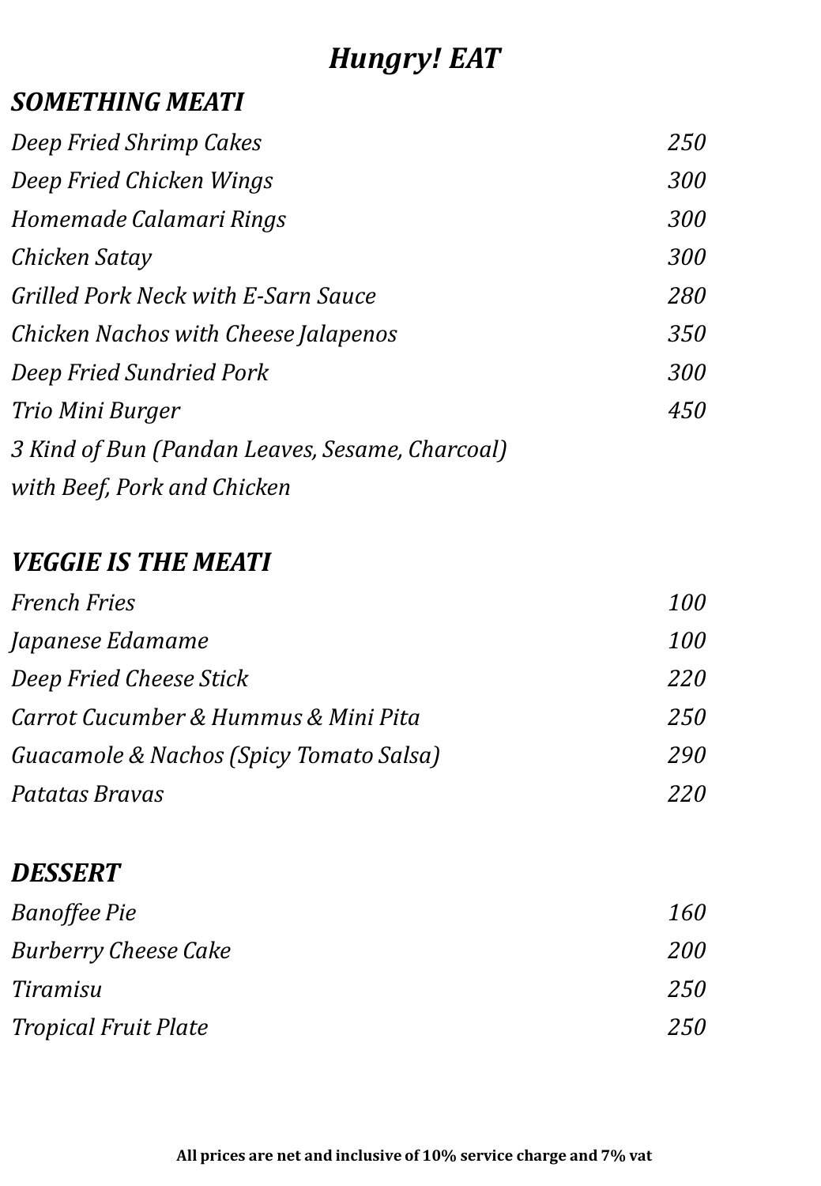# *Hungry! EAT*

## *SOMETHING MEATI*

| | |
|---|---|
| *Deep Fried Shrimp Cakes* | *250* |
| *Deep Fried Chicken Wings* | *300* |
| *Homemade Calamari Rings* | *300* |
| *Chicken Satay* | *300* |
| *Grilled Pork Neck with E-Sarn Sauce* | *280* |
| *Chicken Nachos with Cheese Jalapenos* | *350* |
| *Deep Fried Sundried Pork* | *300* |
| *Trio Mini Burger* | *450* |
| *3 Kind of Bun (Pandan Leaves, Sesame, Charcoal) with Beef, Pork and Chicken* | |

## *VEGGIE IS THE MEATI*

| | |
|---|---|
| *French Fries* | *100* |
| *Japanese Edamame* | *100* |
| *Deep Fried Cheese Stick* | *220* |
| *Carrot Cucumber & Hummus & Mini Pita* | *250* |
| *Guacamole & Nachos (Spicy Tomato Salsa)* | *290* |
| *Patatas Bravas* | *220* |

## *DESSERT*

| | |
|---|---|
| *Banoffee Pie* | *160* |
| *Burberry Cheese Cake* | *200* |
| *Tiramisu* | *250* |
| *Tropical Fruit Plate* | *250* |

**All prices are net and inclusive of 10% service charge and 7% vat**